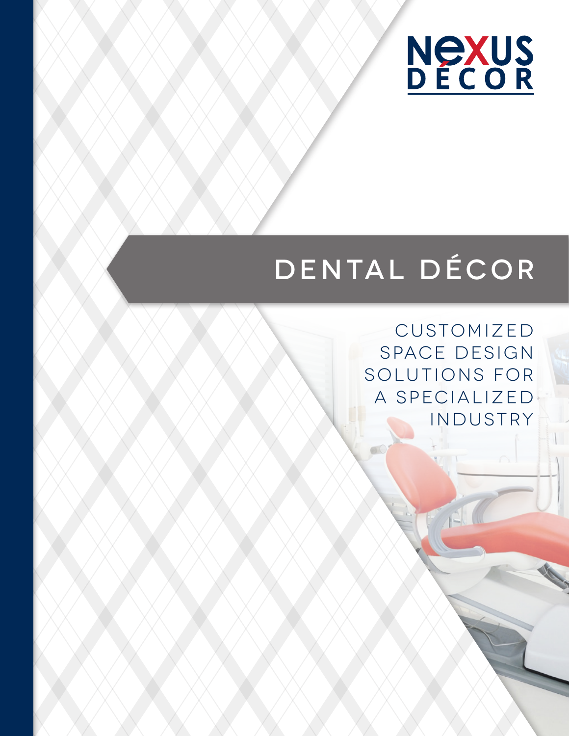NEXUS DÉCOR

# DENTAL DÉCOR

CUSTOMIZED SPACE DESIGN SOLUTIONS FOR A SPECIALIZED INDUSTRY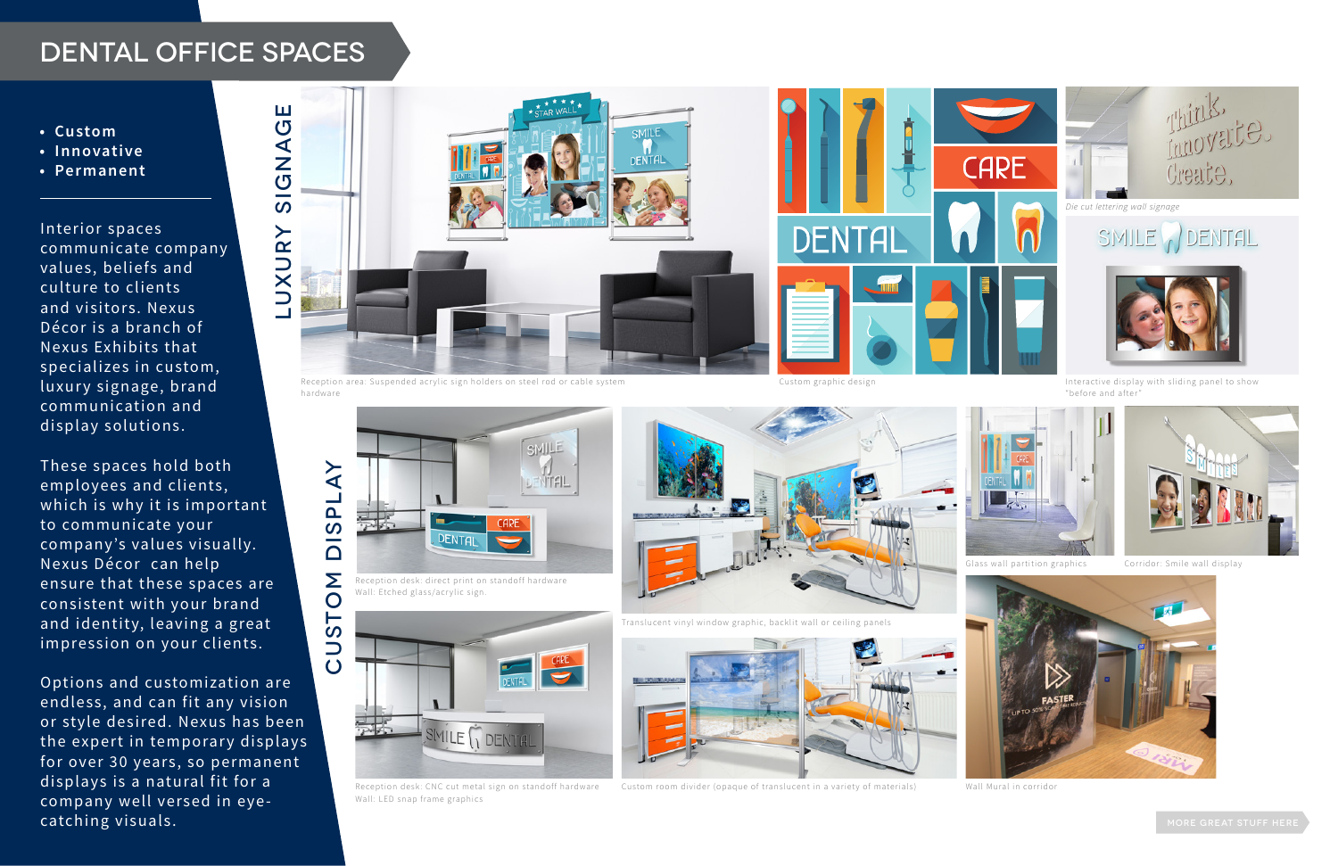# DENTAL OFFICE SPACES

- Custom
- Innovative
- Permanent

Interior spaces communicate company values, beliefs and culture to clients and visitors. Nexus Décor is a branch of Nexus Exhibits that specializes in custom, luxury signage, brand communication and display solutions.

These spaces hold both employees and clients, which is why it is important to communicate your company's values visually. Nexus Décor can help ensure that these spaces are consistent with your brand and identity, leaving a great impression on your clients.

Options and customization are endless, and can fit any vision or style desired. Nexus has been the expert in temporary displays for over 30 years, so permanent displays is a natural fit for a company well versed in eye-catching visuals.

## LUXURY SIGNAGE

Reception area: Suspended acrylic sign holders on steel rod or cable system hardware

Custom graphic design

Die cut lettering wall signage

Interactive display with sliding panel to show "before and after"

## CUSTOM DISPLAY

Reception desk: direct print on standoff hardware
Wall: Etched glass/acrylic sign.

Translucent vinyl window graphic, backlit wall or ceiling panels

Glass wall partition graphics

Corridor: Smile wall display

Reception desk: CNC cut metal sign on standoff hardware
Wall: LED snap frame graphics

Custom room divider (opaque of translucent in a variety of materials)

Wall Mural in corridor

MORE GREAT STUFF HERE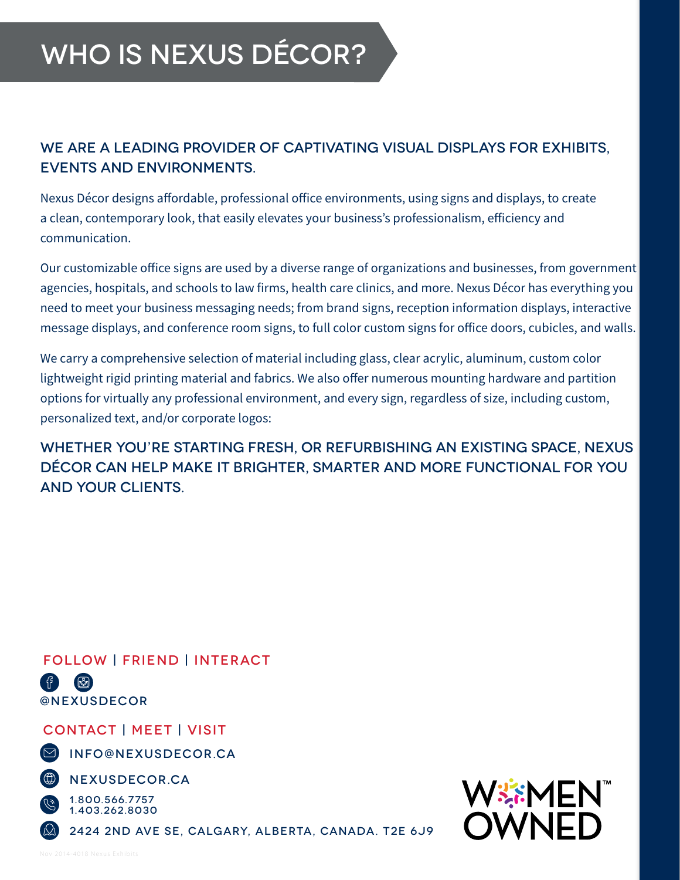# WHO IS NEXUS DÉCOR?

## WE ARE A LEADING PROVIDER OF CAPTIVATING VISUAL DISPLAYS FOR EXHIBITS, EVENTS AND ENVIRONMENTS.

Nexus Décor designs affordable, professional office environments, using signs and displays, to create a clean, contemporary look, that easily elevates your business's professionalism, efficiency and communication.

Our customizable office signs are used by a diverse range of organizations and businesses, from government agencies, hospitals, and schools to law firms, health care clinics, and more. Nexus Décor has everything you need to meet your business messaging needs; from brand signs, reception information displays, interactive message displays, and conference room signs, to full color custom signs for office doors, cubicles, and walls.

We carry a comprehensive selection of material including glass, clear acrylic, aluminum, custom color lightweight rigid printing material and fabrics. We also offer numerous mounting hardware and partition options for virtually any professional environment, and every sign, regardless of size, including custom, personalized text, and/or corporate logos:

### WHETHER YOU'RE STARTING FRESH, OR REFURBISHING AN EXISTING SPACE, NEXUS DÉCOR CAN HELP MAKE IT BRIGHTER, SMARTER AND MORE FUNCTIONAL FOR YOU AND YOUR CLIENTS.

FOLLOW | FRIEND | INTERACT

@NEXUSDECOR

CONTACT | MEET | VISIT

INFO@NEXUSDECOR.CA

NEXUSDECOR.CA

1.800.566.7757
1.403.262.8030

2424 2ND AVE SE, CALGARY, ALBERTA, CANADA. T2E 6J9

WOMEN OWNED™

Nov 2014-4018 Nexus Exhibits